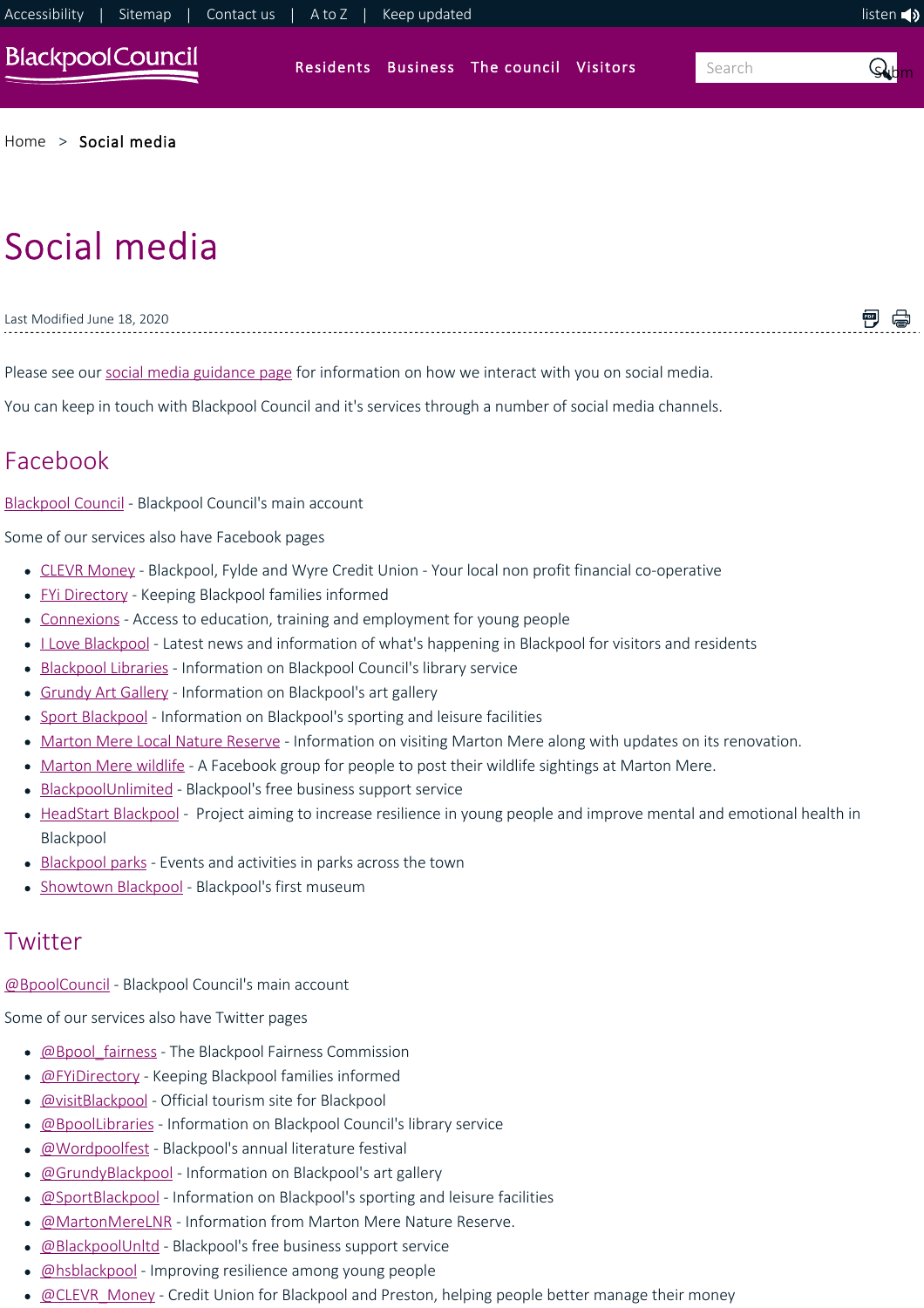Home > Social media

# Social media

Last Modified June 18, 2020

Please see our social media guidance page for information on how we interact with you on social media.

You can keep in touch with Blackpool Council and it's services through a number of social media channels.

## Facebook

Blackpool Council - Blackpool Council's main account

Some of our services also have Facebook pages

- CLEVR Money - Blackpool, Fylde and Wyre Credit Union - Your local non profit financial co-operative
- FYi Directory - Keeping Blackpool families informed
- Connexions - Access to education, training and employment for young people
- I Love Blackpool - Latest news and information of what's happening in Blackpool for visitors and residents
- Blackpool Libraries - Information on Blackpool Council's library service
- Grundy Art Gallery - Information on Blackpool's art gallery
- Sport Blackpool - Information on Blackpool's sporting and leisure facilities
- Marton Mere Local Nature Reserve - Information on visiting Marton Mere along with updates on its renovation.
- Marton Mere wildlife - A Facebook group for people to post their wildlife sightings at Marton Mere.
- BlackpoolUnlimited - Blackpool's free business support service
- HeadStart Blackpool - Project aiming to increase resilience in young people and improve mental and emotional health in Blackpool
- Blackpool parks - Events and activities in parks across the town
- Showtown Blackpool - Blackpool's first museum

## Twitter

@BpoolCouncil - Blackpool Council's main account

Some of our services also have Twitter pages

- @Bpool_fairness - The Blackpool Fairness Commission
- @FYiDirectory - Keeping Blackpool families informed
- @visitBlackpool - Official tourism site for Blackpool
- @BpoolLibraries - Information on Blackpool Council's library service
- @Wordpoolfest - Blackpool's annual literature festival
- @GrundyBlackpool - Information on Blackpool's art gallery
- @SportBlackpool - Information on Blackpool's sporting and leisure facilities
- @MartonMereLNR - Information from Marton Mere Nature Reserve.
- @BlackpoolUnltd - Blackpool's free business support service
- @hsblackpool - Improving resilience among young people
- @CLEVR_Money - Credit Union for Blackpool and Preston, helping people better manage their money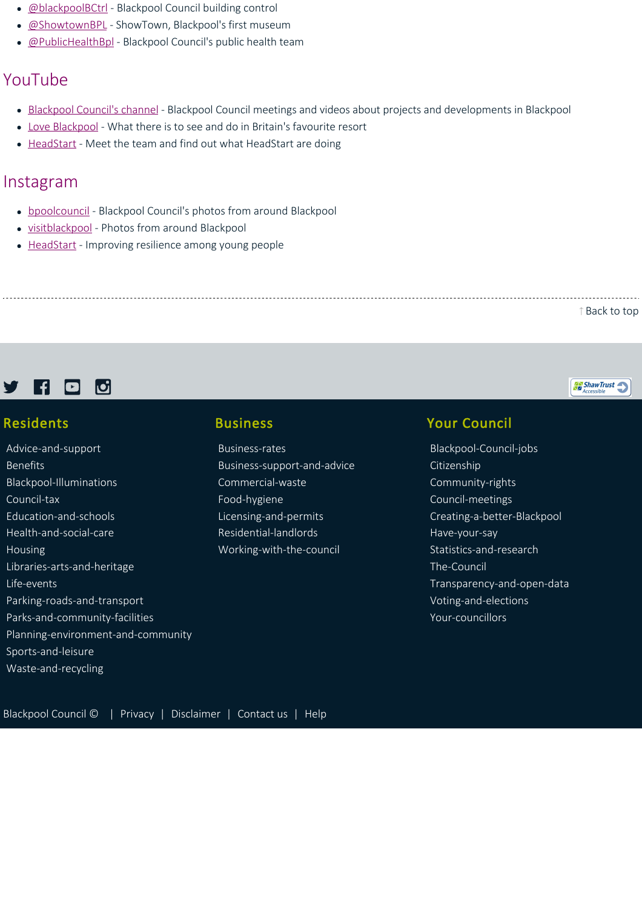- @blackpoolBCtrl - Blackpool Council building control
- @ShowtownBPL - ShowTown, Blackpool's first museum
- @PublicHealthBpl - Blackpool Council's public health team

## YouTube

- Blackpool Council's channel - Blackpool Council meetings and videos about projects and developments in Blackpool
- Love Blackpool - What there is to see and do in Britain's favourite resort
- HeadStart - Meet the team and find out what HeadStart are doing

## Instagram

- bpoolcouncil - Blackpool Council's photos from around Blackpool
- visitblackpool - Photos from around Blackpool
- HeadStart - Improving resilience among young people

↑ Back to top

### Residents

Advice-and-support
Benefits
Blackpool-Illuminations
Council-tax
Education-and-schools
Health-and-social-care
Housing
Libraries-arts-and-heritage
Life-events
Parking-roads-and-transport
Parks-and-community-facilities
Planning-environment-and-community
Sports-and-leisure
Waste-and-recycling

### Business

Business-rates
Business-support-and-advice
Commercial-waste
Food-hygiene
Licensing-and-permits
Residential-landlords
Working-with-the-council

### Your Council

Blackpool-Council-jobs
Citizenship
Community-rights
Council-meetings
Creating-a-better-Blackpool
Have-your-say
Statistics-and-research
The-Council
Transparency-and-open-data
Voting-and-elections
Your-councillors

Blackpool Council © | Privacy | Disclaimer | Contact us | Help